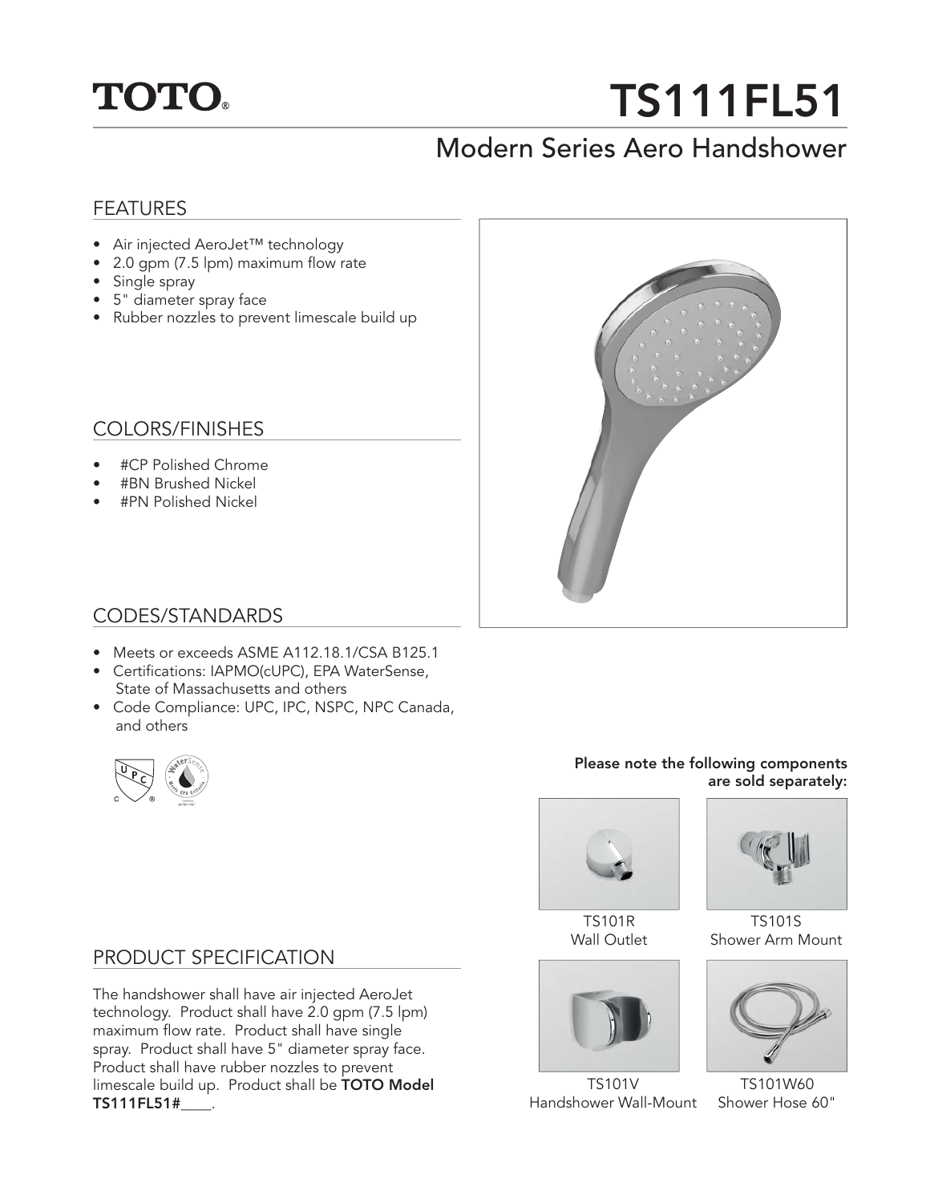TOTO®

# TS111FL51

## Modern Series Aero Handshower

### FEATURES

- Air injected AeroJet™ technology
- 2.0 gpm (7.5 lpm) maximum flow rate
- Single spray
- 5" diameter spray face
- Rubber nozzles to prevent limescale build up

### COLORS/FINISHES

- #CP Polished Chrome
- #BN Brushed Nickel
- #PN Polished Nickel

### CODES/STANDARDS

- Meets or exceeds ASME A112.18.1/CSA B125.1
- Certifications: IAPMO(cUPC), EPA WaterSense, State of Massachusetts and others
- Code Compliance: UPC, IPC, NSPC, NPC Canada, and others

**Please note the following components are sold separately:**

TS101R
Wall Outlet

TS101S
Shower Arm Mount

TS101V
Handshower Wall-Mount

TS101W60
Shower Hose 60"

### PRODUCT SPECIFICATION

The handshower shall have air injected AeroJet technology. Product shall have 2.0 gpm (7.5 lpm) maximum flow rate. Product shall have single spray. Product shall have 5" diameter spray face. Product shall have rubber nozzles to prevent limescale build up. Product shall be **TOTO Model TS111FL51#____**.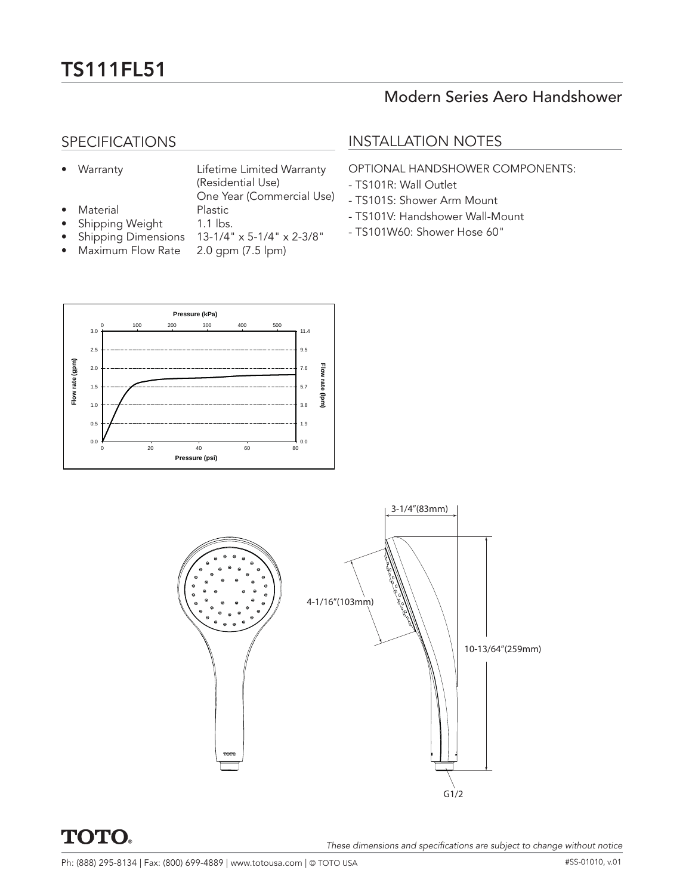# TS111FL51

## Modern Series Aero Handshower

## SPECIFICATIONS

- Warranty — Lifetime Limited Warranty (Residential Use) One Year (Commercial Use)
- Material — Plastic
- Shipping Weight — 1.1 lbs.
- Shipping Dimensions — 13-1/4" x 5-1/4" x 2-3/8"
- Maximum Flow Rate — 2.0 gpm (7.5 lpm)

## INSTALLATION NOTES

OPTIONAL HANDSHOWER COMPONENTS:

- TS101R: Wall Outlet
- TS101S: Shower Arm Mount
- TS101V: Handshower Wall-Mount
- TS101W60: Shower Hose 60"

Pressure (kPa)
0 100 200 300 400 500
Flow rate (gpm)
3.0 2.5 2.0 1.5 1.0 0.5 0.0
Flow rate (lpm)
11.4 9.5 7.6 5.7 3.8 1.9 0.0
0 20 40 60 80
Pressure (psi)

3-1/4"(83mm)

4-1/16"(103mm)

10-13/64"(259mm)

G1/2

TOTO

*These dimensions and specifications are subject to change without notice*

Ph: (888) 295-8134 | Fax: (800) 699-4889 | www.totousa.com | © TOTO USA

#SS-01010, v.01